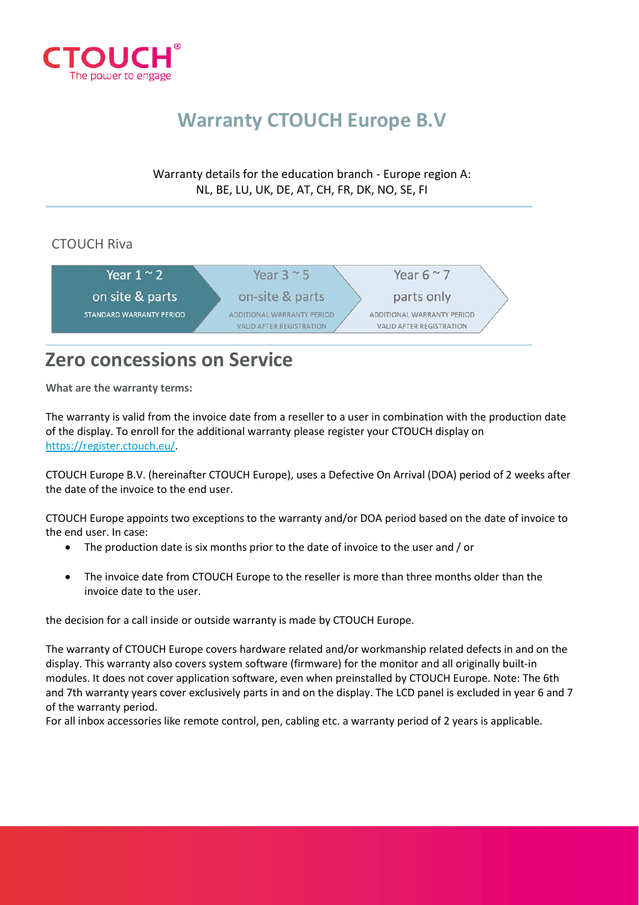CTOUCH
The power to engage

# Warranty CTOUCH Europe B.V

Warranty details for the education branch - Europe region A:
NL, BE, LU, UK, DE, AT, CH, FR, DK, NO, SE, FI

CTOUCH Riva

| Year 1 ~ 2 | Year 3 ~ 5 | Year 6 ~ 7 |
|---|---|---|
| on site & parts | on-site & parts | parts only |
| STANDARD WARRANTY PERIOD | ADDITIONAL WARRANTY PERIOD VALID AFTER REGISTRATION | ADDITIONAL WARRANTY PERIOD VALID AFTER REGISTRATION |

## Zero concessions on Service

**What are the warranty terms:**

The warranty is valid from the invoice date from a reseller to a user in combination with the production date of the display. To enroll for the additional warranty please register your CTOUCH display on https://register.ctouch.eu/.

CTOUCH Europe B.V. (hereinafter CTOUCH Europe), uses a Defective On Arrival (DOA) period of 2 weeks after the date of the invoice to the end user.

CTOUCH Europe appoints two exceptions to the warranty and/or DOA period based on the date of invoice to the end user. In case:

- The production date is six months prior to the date of invoice to the user and / or
- The invoice date from CTOUCH Europe to the reseller is more than three months older than the invoice date to the user.

the decision for a call inside or outside warranty is made by CTOUCH Europe.

The warranty of CTOUCH Europe covers hardware related and/or workmanship related defects in and on the display. This warranty also covers system software (firmware) for the monitor and all originally built-in modules. It does not cover application software, even when preinstalled by CTOUCH Europe. Note: The 6th and 7th warranty years cover exclusively parts in and on the display. The LCD panel is excluded in year 6 and 7 of the warranty period.
For all inbox accessories like remote control, pen, cabling etc. a warranty period of 2 years is applicable.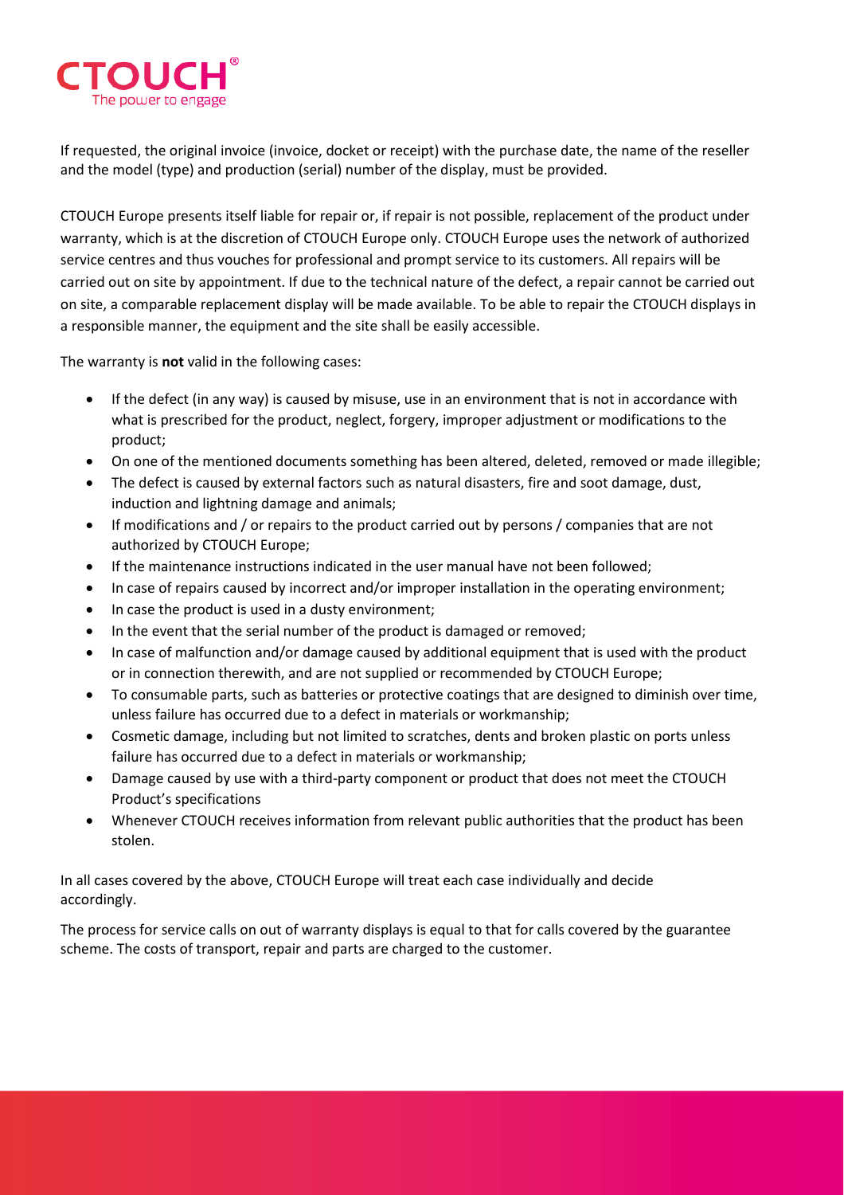If requested, the original invoice (invoice, docket or receipt) with the purchase date, the name of the reseller and the model (type) and production (serial) number of the display, must be provided.

CTOUCH Europe presents itself liable for repair or, if repair is not possible, replacement of the product under warranty, which is at the discretion of CTOUCH Europe only. CTOUCH Europe uses the network of authorized service centres and thus vouches for professional and prompt service to its customers. All repairs will be carried out on site by appointment. If due to the technical nature of the defect, a repair cannot be carried out on site, a comparable replacement display will be made available. To be able to repair the CTOUCH displays in a responsible manner, the equipment and the site shall be easily accessible.

The warranty is **not** valid in the following cases:

- If the defect (in any way) is caused by misuse, use in an environment that is not in accordance with what is prescribed for the product, neglect, forgery, improper adjustment or modifications to the product;
- On one of the mentioned documents something has been altered, deleted, removed or made illegible;
- The defect is caused by external factors such as natural disasters, fire and soot damage, dust, induction and lightning damage and animals;
- If modifications and / or repairs to the product carried out by persons / companies that are not authorized by CTOUCH Europe;
- If the maintenance instructions indicated in the user manual have not been followed;
- In case of repairs caused by incorrect and/or improper installation in the operating environment;
- In case the product is used in a dusty environment;
- In the event that the serial number of the product is damaged or removed;
- In case of malfunction and/or damage caused by additional equipment that is used with the product or in connection therewith, and are not supplied or recommended by CTOUCH Europe;
- To consumable parts, such as batteries or protective coatings that are designed to diminish over time, unless failure has occurred due to a defect in materials or workmanship;
- Cosmetic damage, including but not limited to scratches, dents and broken plastic on ports unless failure has occurred due to a defect in materials or workmanship;
- Damage caused by use with a third-party component or product that does not meet the CTOUCH Product's specifications
- Whenever CTOUCH receives information from relevant public authorities that the product has been stolen.

In all cases covered by the above, CTOUCH Europe will treat each case individually and decide accordingly.

The process for service calls on out of warranty displays is equal to that for calls covered by the guarantee scheme. The costs of transport, repair and parts are charged to the customer.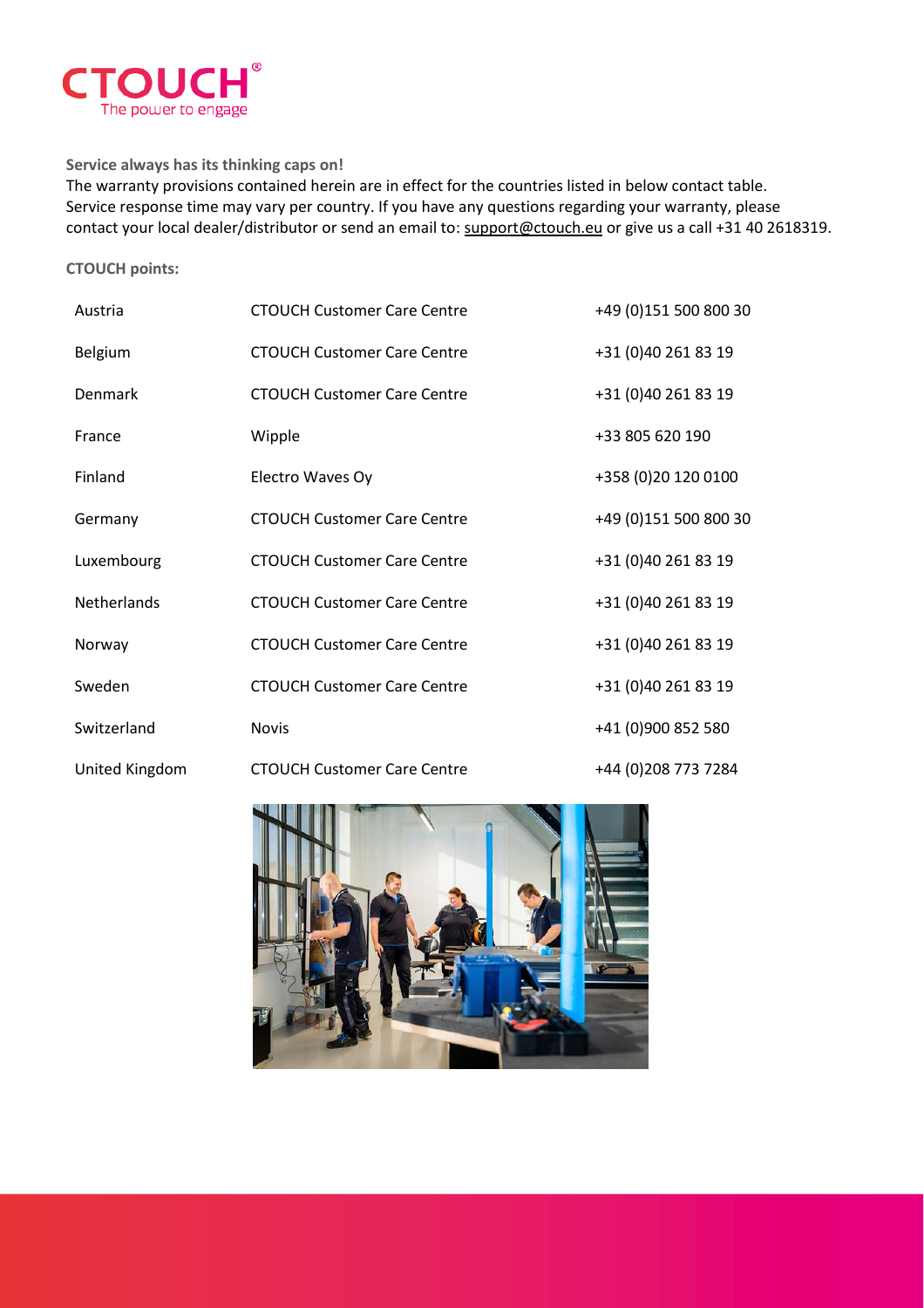**CTOUCH** The power to engage

**Service always has its thinking caps on!**

The warranty provisions contained herein are in effect for the countries listed in below contact table. Service response time may vary per country. If you have any questions regarding your warranty, please contact your local dealer/distributor or send an email to: support@ctouch.eu or give us a call +31 40 2618319.

**CTOUCH points:**

| | | |
|---|---|---|
| Austria | CTOUCH Customer Care Centre | +49 (0)151 500 800 30 |
| Belgium | CTOUCH Customer Care Centre | +31 (0)40 261 83 19 |
| Denmark | CTOUCH Customer Care Centre | +31 (0)40 261 83 19 |
| France | Wipple | +33 805 620 190 |
| Finland | Electro Waves Oy | +358 (0)20 120 0100 |
| Germany | CTOUCH Customer Care Centre | +49 (0)151 500 800 30 |
| Luxembourg | CTOUCH Customer Care Centre | +31 (0)40 261 83 19 |
| Netherlands | CTOUCH Customer Care Centre | +31 (0)40 261 83 19 |
| Norway | CTOUCH Customer Care Centre | +31 (0)40 261 83 19 |
| Sweden | CTOUCH Customer Care Centre | +31 (0)40 261 83 19 |
| Switzerland | Novis | +41 (0)900 852 580 |
| United Kingdom | CTOUCH Customer Care Centre | +44 (0)208 773 7284 |